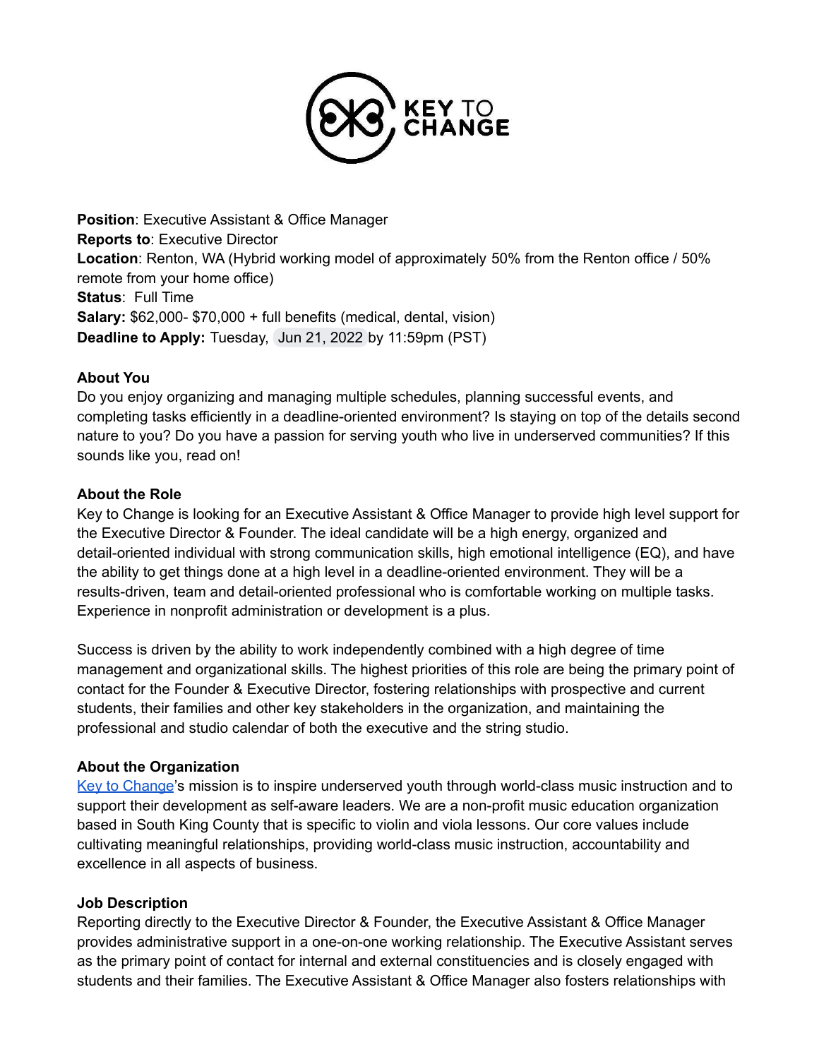**Position**: Executive Assistant & Office Manager
**Reports to**: Executive Director
**Location**: Renton, WA (Hybrid working model of approximately 50% from the Renton office / 50% remote from your home office)
**Status**: Full Time
**Salary:** $62,000- $70,000 + full benefits (medical, dental, vision)
**Deadline to Apply:** Tuesday, Jun 21, 2022 by 11:59pm (PST)

**About You**

Do you enjoy organizing and managing multiple schedules, planning successful events, and completing tasks efficiently in a deadline-oriented environment? Is staying on top of the details second nature to you? Do you have a passion for serving youth who live in underserved communities? If this sounds like you, read on!

**About the Role**

Key to Change is looking for an Executive Assistant & Office Manager to provide high level support for the Executive Director & Founder. The ideal candidate will be a high energy, organized and detail-oriented individual with strong communication skills, high emotional intelligence (EQ), and have the ability to get things done at a high level in a deadline-oriented environment. They will be a results-driven, team and detail-oriented professional who is comfortable working on multiple tasks. Experience in nonprofit administration or development is a plus.

Success is driven by the ability to work independently combined with a high degree of time management and organizational skills. The highest priorities of this role are being the primary point of contact for the Founder & Executive Director, fostering relationships with prospective and current students, their families and other key stakeholders in the organization, and maintaining the professional and studio calendar of both the executive and the string studio.

**About the Organization**

Key to Change's mission is to inspire underserved youth through world-class music instruction and to support their development as self-aware leaders. We are a non-profit music education organization based in South King County that is specific to violin and viola lessons. Our core values include cultivating meaningful relationships, providing world-class music instruction, accountability and excellence in all aspects of business.

**Job Description**

Reporting directly to the Executive Director & Founder, the Executive Assistant & Office Manager provides administrative support in a one-on-one working relationship. The Executive Assistant serves as the primary point of contact for internal and external constituencies and is closely engaged with students and their families. The Executive Assistant & Office Manager also fosters relationships with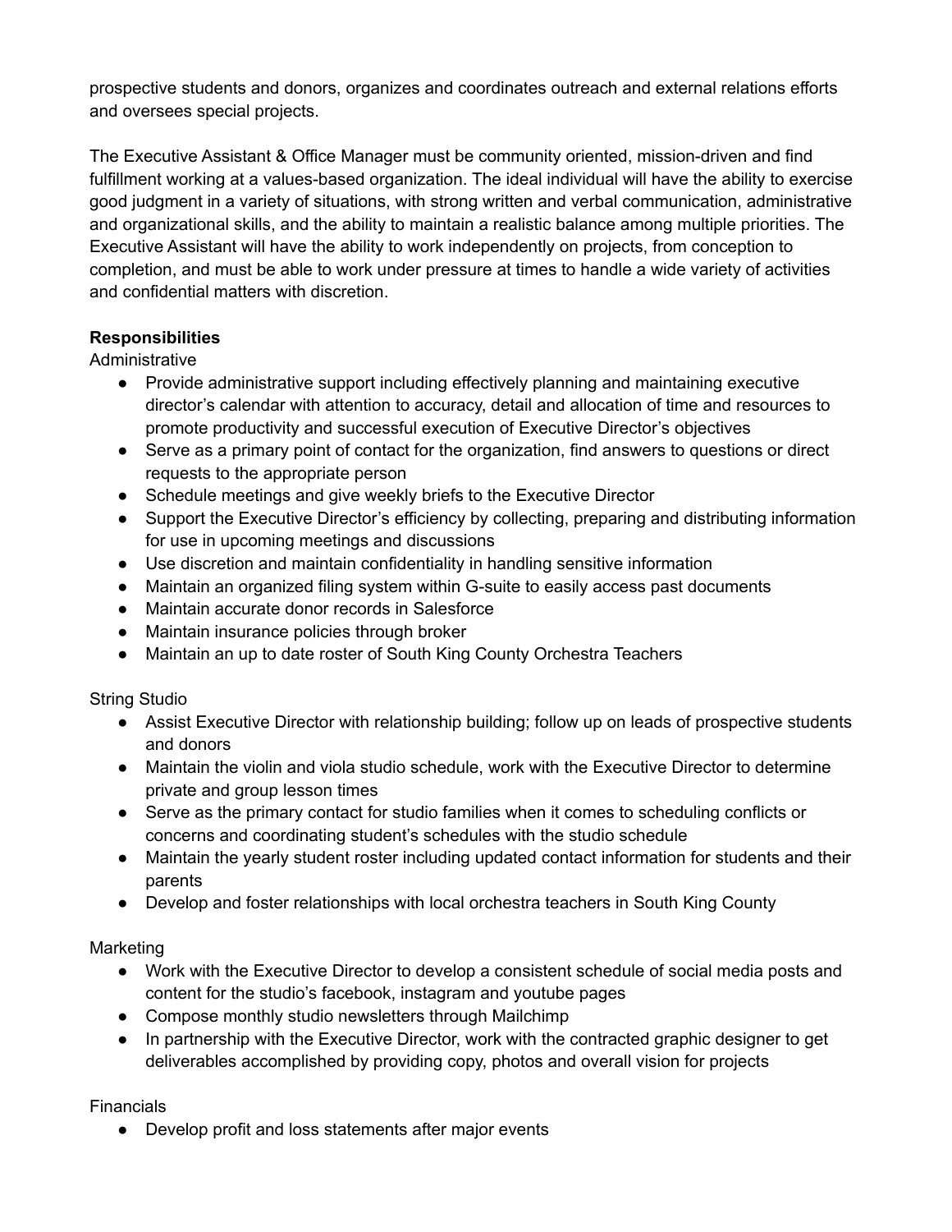prospective students and donors, organizes and coordinates outreach and external relations efforts and oversees special projects.

The Executive Assistant & Office Manager must be community oriented, mission-driven and find fulfillment working at a values-based organization. The ideal individual will have the ability to exercise good judgment in a variety of situations, with strong written and verbal communication, administrative and organizational skills, and the ability to maintain a realistic balance among multiple priorities. The Executive Assistant will have the ability to work independently on projects, from conception to completion, and must be able to work under pressure at times to handle a wide variety of activities and confidential matters with discretion.

**Responsibilities**

Administrative

- Provide administrative support including effectively planning and maintaining executive director's calendar with attention to accuracy, detail and allocation of time and resources to promote productivity and successful execution of Executive Director's objectives
- Serve as a primary point of contact for the organization, find answers to questions or direct requests to the appropriate person
- Schedule meetings and give weekly briefs to the Executive Director
- Support the Executive Director's efficiency by collecting, preparing and distributing information for use in upcoming meetings and discussions
- Use discretion and maintain confidentiality in handling sensitive information
- Maintain an organized filing system within G-suite to easily access past documents
- Maintain accurate donor records in Salesforce
- Maintain insurance policies through broker
- Maintain an up to date roster of South King County Orchestra Teachers

String Studio

- Assist Executive Director with relationship building; follow up on leads of prospective students and donors
- Maintain the violin and viola studio schedule, work with the Executive Director to determine private and group lesson times
- Serve as the primary contact for studio families when it comes to scheduling conflicts or concerns and coordinating student's schedules with the studio schedule
- Maintain the yearly student roster including updated contact information for students and their parents
- Develop and foster relationships with local orchestra teachers in South King County

Marketing

- Work with the Executive Director to develop a consistent schedule of social media posts and content for the studio's facebook, instagram and youtube pages
- Compose monthly studio newsletters through Mailchimp
- In partnership with the Executive Director, work with the contracted graphic designer to get deliverables accomplished by providing copy, photos and overall vision for projects

Financials

- Develop profit and loss statements after major events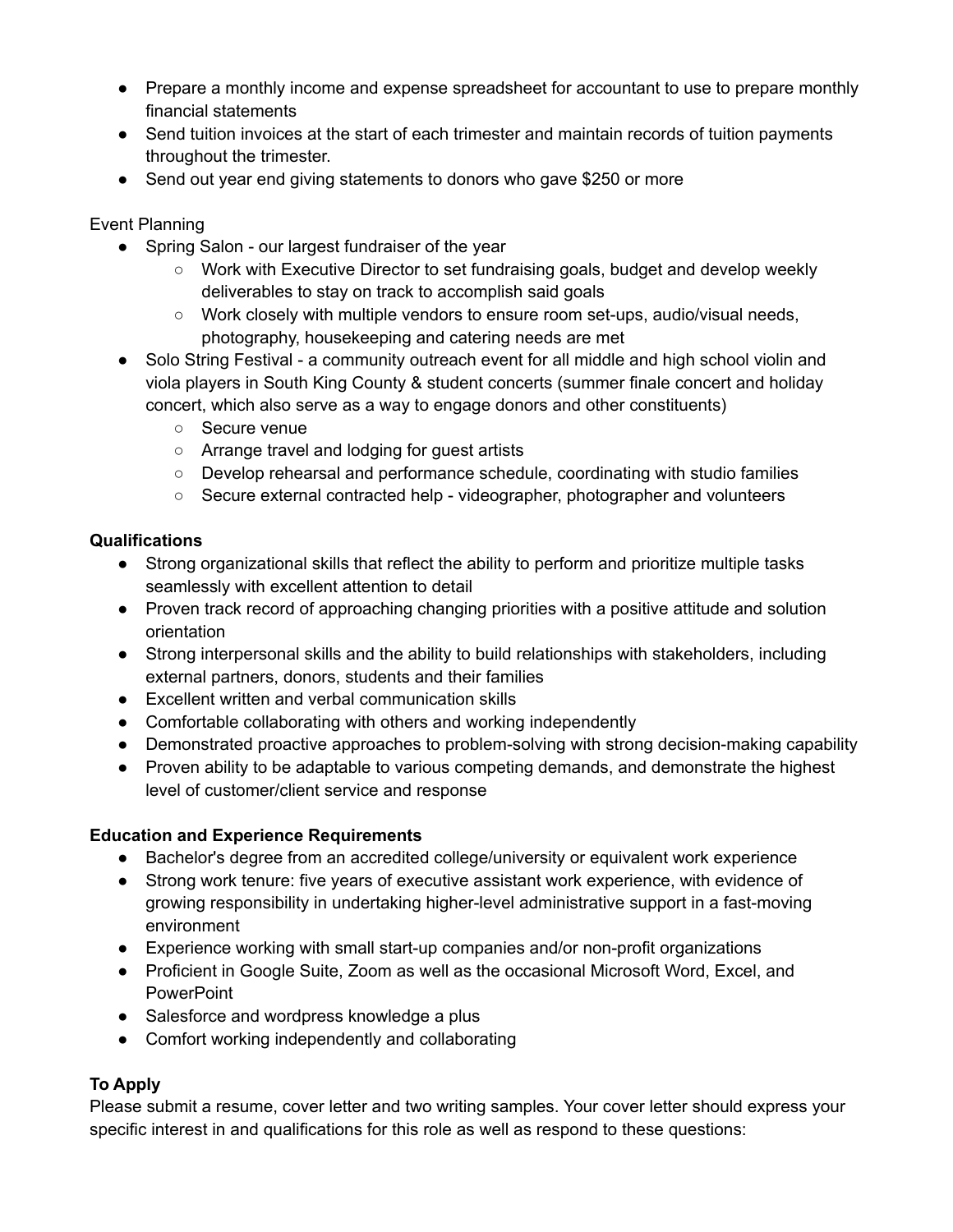- Prepare a monthly income and expense spreadsheet for accountant to use to prepare monthly financial statements
- Send tuition invoices at the start of each trimester and maintain records of tuition payments throughout the trimester.
- Send out year end giving statements to donors who gave $250 or more

Event Planning

- Spring Salon - our largest fundraiser of the year
  - Work with Executive Director to set fundraising goals, budget and develop weekly deliverables to stay on track to accomplish said goals
  - Work closely with multiple vendors to ensure room set-ups, audio/visual needs, photography, housekeeping and catering needs are met
- Solo String Festival - a community outreach event for all middle and high school violin and viola players in South King County & student concerts (summer finale concert and holiday concert, which also serve as a way to engage donors and other constituents)
  - Secure venue
  - Arrange travel and lodging for guest artists
  - Develop rehearsal and performance schedule, coordinating with studio families
  - Secure external contracted help - videographer, photographer and volunteers

**Qualifications**

- Strong organizational skills that reflect the ability to perform and prioritize multiple tasks seamlessly with excellent attention to detail
- Proven track record of approaching changing priorities with a positive attitude and solution orientation
- Strong interpersonal skills and the ability to build relationships with stakeholders, including external partners, donors, students and their families
- Excellent written and verbal communication skills
- Comfortable collaborating with others and working independently
- Demonstrated proactive approaches to problem-solving with strong decision-making capability
- Proven ability to be adaptable to various competing demands, and demonstrate the highest level of customer/client service and response

**Education and Experience Requirements**

- Bachelor's degree from an accredited college/university or equivalent work experience
- Strong work tenure: five years of executive assistant work experience, with evidence of growing responsibility in undertaking higher-level administrative support in a fast-moving environment
- Experience working with small start-up companies and/or non-profit organizations
- Proficient in Google Suite, Zoom as well as the occasional Microsoft Word, Excel, and PowerPoint
- Salesforce and wordpress knowledge a plus
- Comfort working independently and collaborating

**To Apply**

Please submit a resume, cover letter and two writing samples. Your cover letter should express your specific interest in and qualifications for this role as well as respond to these questions: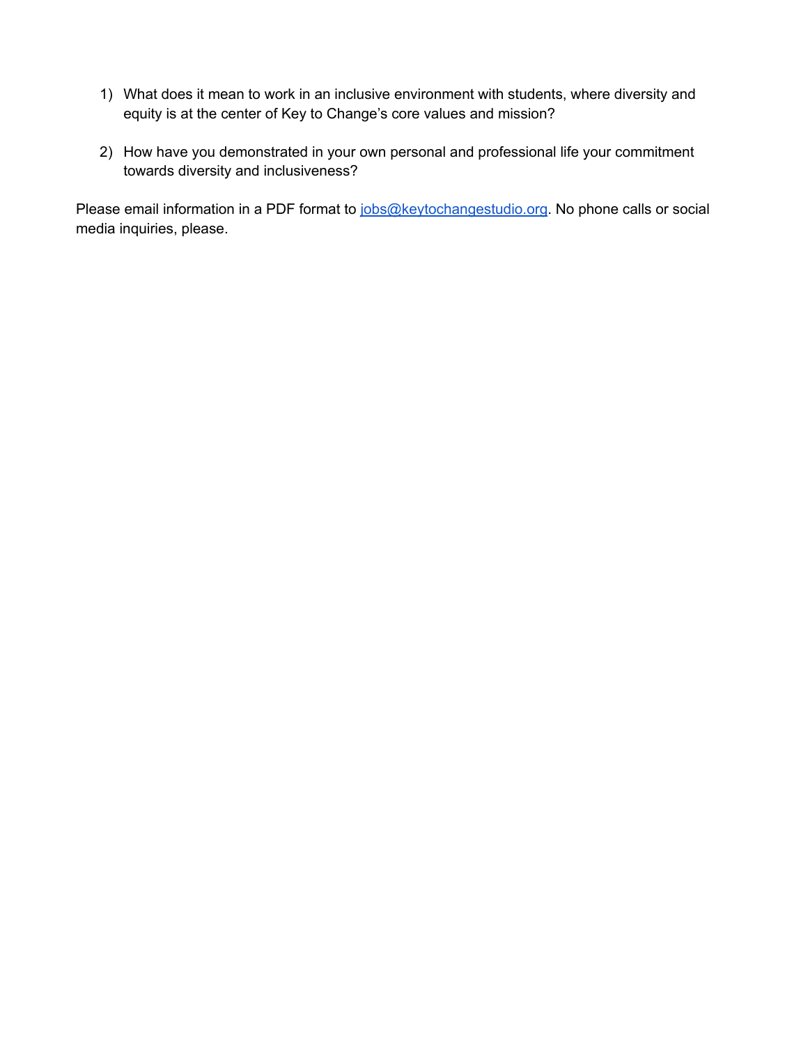1) What does it mean to work in an inclusive environment with students, where diversity and equity is at the center of Key to Change's core values and mission?

2) How have you demonstrated in your own personal and professional life your commitment towards diversity and inclusiveness?

Please email information in a PDF format to [jobs@keytochangestudio.org](mailto:jobs@keytochangestudio.org). No phone calls or social media inquiries, please.